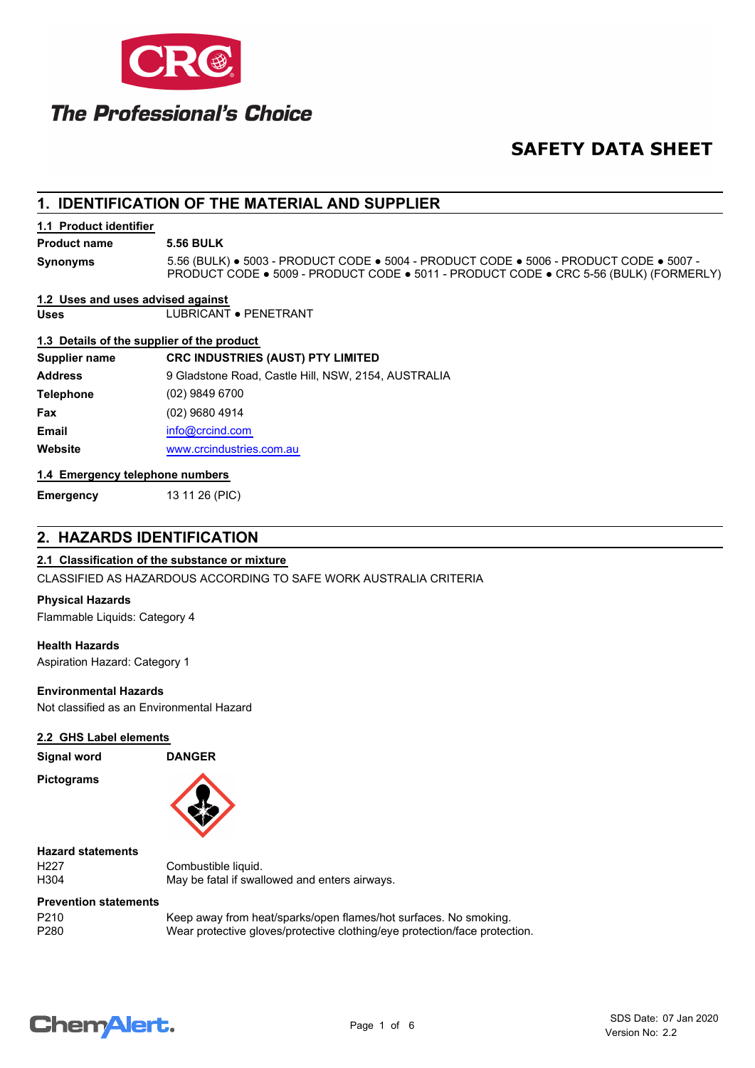The Professional's Choice

# SAFETY DATA SHEET

## 1. IDENTIFICATION OF THE MATERIAL AND SUPPLIER

### 1.1 Product identifier

| | |
|---|---|
| **Product name** | **5.56 BULK** |
| **Synonyms** | 5.56 (BULK) ● 5003 - PRODUCT CODE ● 5004 - PRODUCT CODE ● 5006 - PRODUCT CODE ● 5007 - PRODUCT CODE ● 5009 - PRODUCT CODE ● 5011 - PRODUCT CODE ● CRC 5-56 (BULK) (FORMERLY) |

### 1.2 Uses and uses advised against

| | |
|---|---|
| **Uses** | LUBRICANT ● PENETRANT |

### 1.3 Details of the supplier of the product

| | |
|---|---|
| **Supplier name** | **CRC INDUSTRIES (AUST) PTY LIMITED** |
| **Address** | 9 Gladstone Road, Castle Hill, NSW, 2154, AUSTRALIA |
| **Telephone** | (02) 9849 6700 |
| **Fax** | (02) 9680 4914 |
| **Email** | info@crcind.com |
| **Website** | www.crcindustries.com.au |

### 1.4 Emergency telephone numbers

| | |
|---|---|
| **Emergency** | 13 11 26 (PIC) |

## 2. HAZARDS IDENTIFICATION

### 2.1 Classification of the substance or mixture

CLASSIFIED AS HAZARDOUS ACCORDING TO SAFE WORK AUSTRALIA CRITERIA

**Physical Hazards**

Flammable Liquids: Category 4

**Health Hazards**

Aspiration Hazard: Category 1

**Environmental Hazards**

Not classified as an Environmental Hazard

### 2.2 GHS Label elements

| | |
|---|---|
| **Signal word** | **DANGER** |
| **Pictograms** | |

**Hazard statements**

| | |
|---|---|
| H227 | Combustible liquid. |
| H304 | May be fatal if swallowed and enters airways. |

**Prevention statements**

| | |
|---|---|
| P210 | Keep away from heat/sparks/open flames/hot surfaces. No smoking. |
| P280 | Wear protective gloves/protective clothing/eye protection/face protection. |

SDS Date: 07 Jan 2020
Version No: 2.2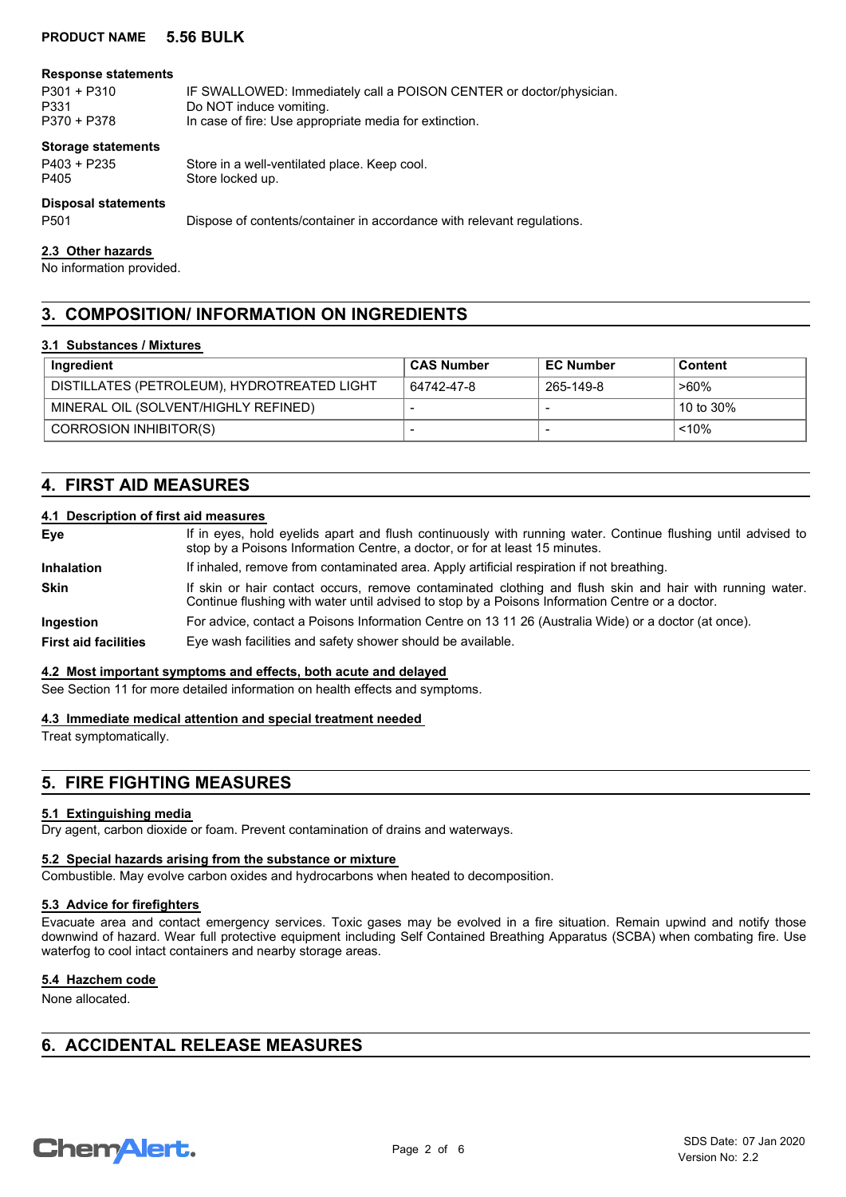**Response statements**

| | |
|---|---|
| P301 + P310 | IF SWALLOWED: Immediately call a POISON CENTER or doctor/physician. |
| P331 | Do NOT induce vomiting. |
| P370 + P378 | In case of fire: Use appropriate media for extinction. |

**Storage statements**

| | |
|---|---|
| P403 + P235 | Store in a well-ventilated place. Keep cool. |
| P405 | Store locked up. |

**Disposal statements**

| | |
|---|---|
| P501 | Dispose of contents/container in accordance with relevant regulations. |

### 2.3 Other hazards

No information provided.

## 3. COMPOSITION/ INFORMATION ON INGREDIENTS

### 3.1 Substances / Mixtures

| Ingredient | CAS Number | EC Number | Content |
|---|---|---|---|
| DISTILLATES (PETROLEUM), HYDROTREATED LIGHT | 64742-47-8 | 265-149-8 | >60% |
| MINERAL OIL (SOLVENT/HIGHLY REFINED) | - | - | 10 to 30% |
| CORROSION INHIBITOR(S) | - | - | <10% |

## 4. FIRST AID MEASURES

### 4.1 Description of first aid measures

**Eye** If in eyes, hold eyelids apart and flush continuously with running water. Continue flushing until advised to stop by a Poisons Information Centre, a doctor, or for at least 15 minutes.

**Inhalation** If inhaled, remove from contaminated area. Apply artificial respiration if not breathing.

**Skin** If skin or hair contact occurs, remove contaminated clothing and flush skin and hair with running water. Continue flushing with water until advised to stop by a Poisons Information Centre or a doctor.

**Ingestion** For advice, contact a Poisons Information Centre on 13 11 26 (Australia Wide) or a doctor (at once).

**First aid facilities** Eye wash facilities and safety shower should be available.

### 4.2 Most important symptoms and effects, both acute and delayed

See Section 11 for more detailed information on health effects and symptoms.

### 4.3 Immediate medical attention and special treatment needed

Treat symptomatically.

## 5. FIRE FIGHTING MEASURES

### 5.1 Extinguishing media

Dry agent, carbon dioxide or foam. Prevent contamination of drains and waterways.

### 5.2 Special hazards arising from the substance or mixture

Combustible. May evolve carbon oxides and hydrocarbons when heated to decomposition.

### 5.3 Advice for firefighters

Evacuate area and contact emergency services. Toxic gases may be evolved in a fire situation. Remain upwind and notify those downwind of hazard. Wear full protective equipment including Self Contained Breathing Apparatus (SCBA) when combating fire. Use waterfog to cool intact containers and nearby storage areas.

### 5.4 Hazchem code

None allocated.

## 6. ACCIDENTAL RELEASE MEASURES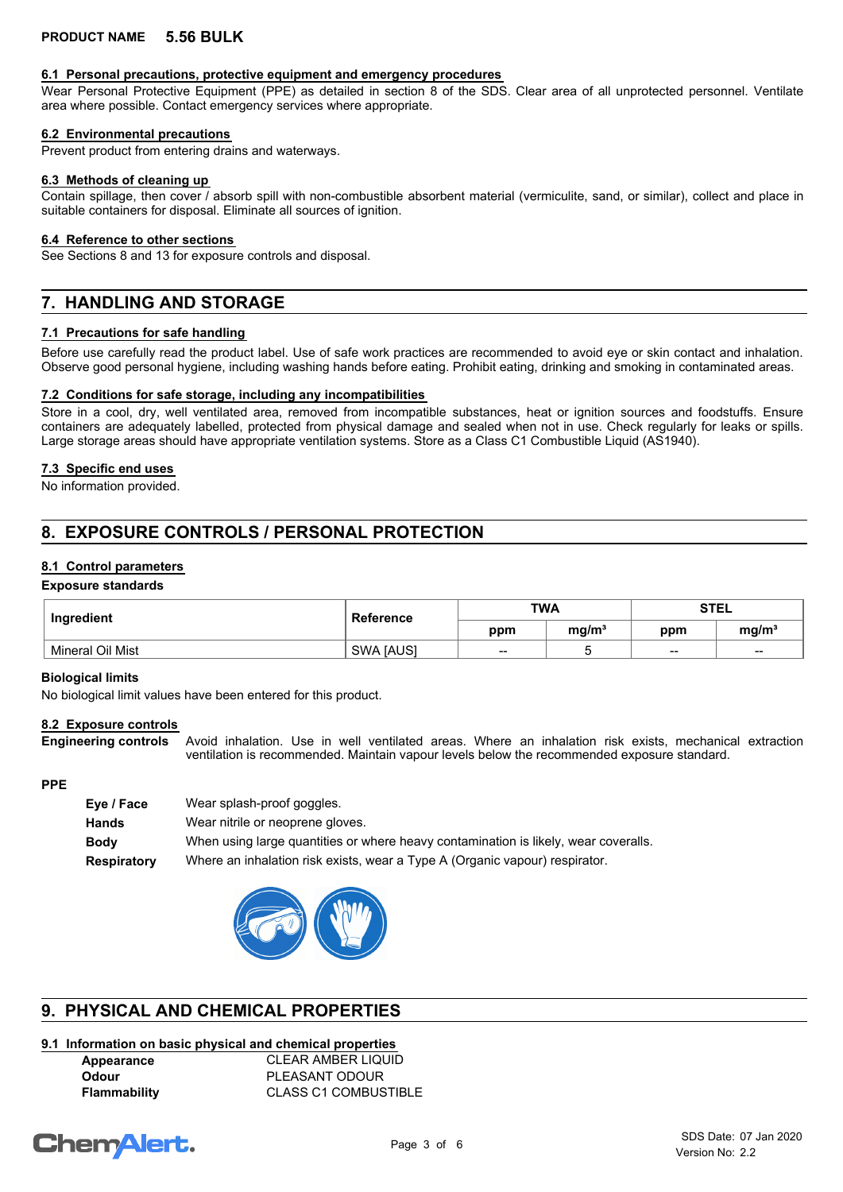#### 6.1 Personal precautions, protective equipment and emergency procedures

Wear Personal Protective Equipment (PPE) as detailed in section 8 of the SDS. Clear area of all unprotected personnel. Ventilate area where possible. Contact emergency services where appropriate.

#### 6.2 Environmental precautions

Prevent product from entering drains and waterways.

#### 6.3 Methods of cleaning up

Contain spillage, then cover / absorb spill with non-combustible absorbent material (vermiculite, sand, or similar), collect and place in suitable containers for disposal. Eliminate all sources of ignition.

#### 6.4 Reference to other sections

See Sections 8 and 13 for exposure controls and disposal.

## 7. HANDLING AND STORAGE

#### 7.1 Precautions for safe handling

Before use carefully read the product label. Use of safe work practices are recommended to avoid eye or skin contact and inhalation. Observe good personal hygiene, including washing hands before eating. Prohibit eating, drinking and smoking in contaminated areas.

#### 7.2 Conditions for safe storage, including any incompatibilities

Store in a cool, dry, well ventilated area, removed from incompatible substances, heat or ignition sources and foodstuffs. Ensure containers are adequately labelled, protected from physical damage and sealed when not in use. Check regularly for leaks or spills. Large storage areas should have appropriate ventilation systems. Store as a Class C1 Combustible Liquid (AS1940).

#### 7.3 Specific end uses

No information provided.

## 8. EXPOSURE CONTROLS / PERSONAL PROTECTION

#### 8.1 Control parameters

**Exposure standards**

| Ingredient | Reference | TWA | | STEL | |
|---|---|---|---|---|---|
| | | ppm | mg/m³ | ppm | mg/m³ |
| Mineral Oil Mist | SWA [AUS] | -- | 5 | -- | -- |

**Biological limits**

No biological limit values have been entered for this product.

#### 8.2 Exposure controls

**Engineering controls** Avoid inhalation. Use in well ventilated areas. Where an inhalation risk exists, mechanical extraction ventilation is recommended. Maintain vapour levels below the recommended exposure standard.

**PPE**

**Eye / Face** Wear splash-proof goggles.

**Hands** Wear nitrile or neoprene gloves.

**Body** When using large quantities or where heavy contamination is likely, wear coveralls.

**Respiratory** Where an inhalation risk exists, wear a Type A (Organic vapour) respirator.

## 9. PHYSICAL AND CHEMICAL PROPERTIES

#### 9.1 Information on basic physical and chemical properties

**Appearance** CLEAR AMBER LIQUID

**Odour** PLEASANT ODOUR

**Flammability** CLASS C1 COMBUSTIBLE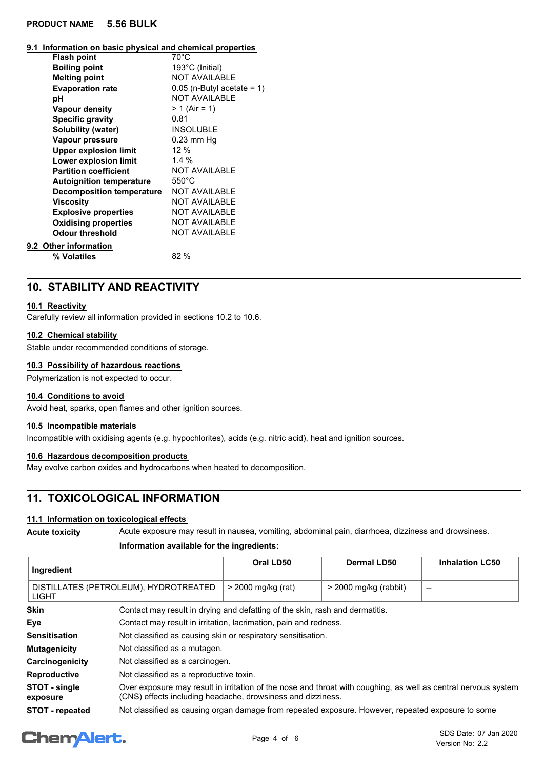**PRODUCT NAME 5.56 BULK**

### 9.1 Information on basic physical and chemical properties

| | |
|---|---|
| **Flash point** | 70°C |
| **Boiling point** | 193°C (Initial) |
| **Melting point** | NOT AVAILABLE |
| **Evaporation rate** | 0.05 (n-Butyl acetate = 1) |
| **pH** | NOT AVAILABLE |
| **Vapour density** | > 1 (Air = 1) |
| **Specific gravity** | 0.81 |
| **Solubility (water)** | INSOLUBLE |
| **Vapour pressure** | 0.23 mm Hg |
| **Upper explosion limit** | 12 % |
| **Lower explosion limit** | 1.4 % |
| **Partition coefficient** | NOT AVAILABLE |
| **Autoignition temperature** | 550°C |
| **Decomposition temperature** | NOT AVAILABLE |
| **Viscosity** | NOT AVAILABLE |
| **Explosive properties** | NOT AVAILABLE |
| **Oxidising properties** | NOT AVAILABLE |
| **Odour threshold** | NOT AVAILABLE |

### 9.2 Other information

| | |
|---|---|
| **% Volatiles** | 82 % |

## 10. STABILITY AND REACTIVITY

### 10.1 Reactivity

Carefully review all information provided in sections 10.2 to 10.6.

### 10.2 Chemical stability

Stable under recommended conditions of storage.

### 10.3 Possibility of hazardous reactions

Polymerization is not expected to occur.

### 10.4 Conditions to avoid

Avoid heat, sparks, open flames and other ignition sources.

### 10.5 Incompatible materials

Incompatible with oxidising agents (e.g. hypochlorites), acids (e.g. nitric acid), heat and ignition sources.

### 10.6 Hazardous decomposition products

May evolve carbon oxides and hydrocarbons when heated to decomposition.

## 11. TOXICOLOGICAL INFORMATION

### 11.1 Information on toxicological effects

**Acute toxicity** Acute exposure may result in nausea, vomiting, abdominal pain, diarrhoea, dizziness and drowsiness.

**Information available for the ingredients:**

| Ingredient | Oral LD50 | Dermal LD50 | Inhalation LC50 |
|---|---|---|---|
| DISTILLATES (PETROLEUM), HYDROTREATED LIGHT | > 2000 mg/kg (rat) | > 2000 mg/kg (rabbit) | -- |

| | |
|---|---|
| **Skin** | Contact may result in drying and defatting of the skin, rash and dermatitis. |
| **Eye** | Contact may result in irritation, lacrimation, pain and redness. |
| **Sensitisation** | Not classified as causing skin or respiratory sensitisation. |
| **Mutagenicity** | Not classified as a mutagen. |
| **Carcinogenicity** | Not classified as a carcinogen. |
| **Reproductive** | Not classified as a reproductive toxin. |
| **STOT - single exposure** | Over exposure may result in irritation of the nose and throat with coughing, as well as central nervous system (CNS) effects including headache, drowsiness and dizziness. |
| **STOT - repeated** | Not classified as causing organ damage from repeated exposure. However, repeated exposure to some |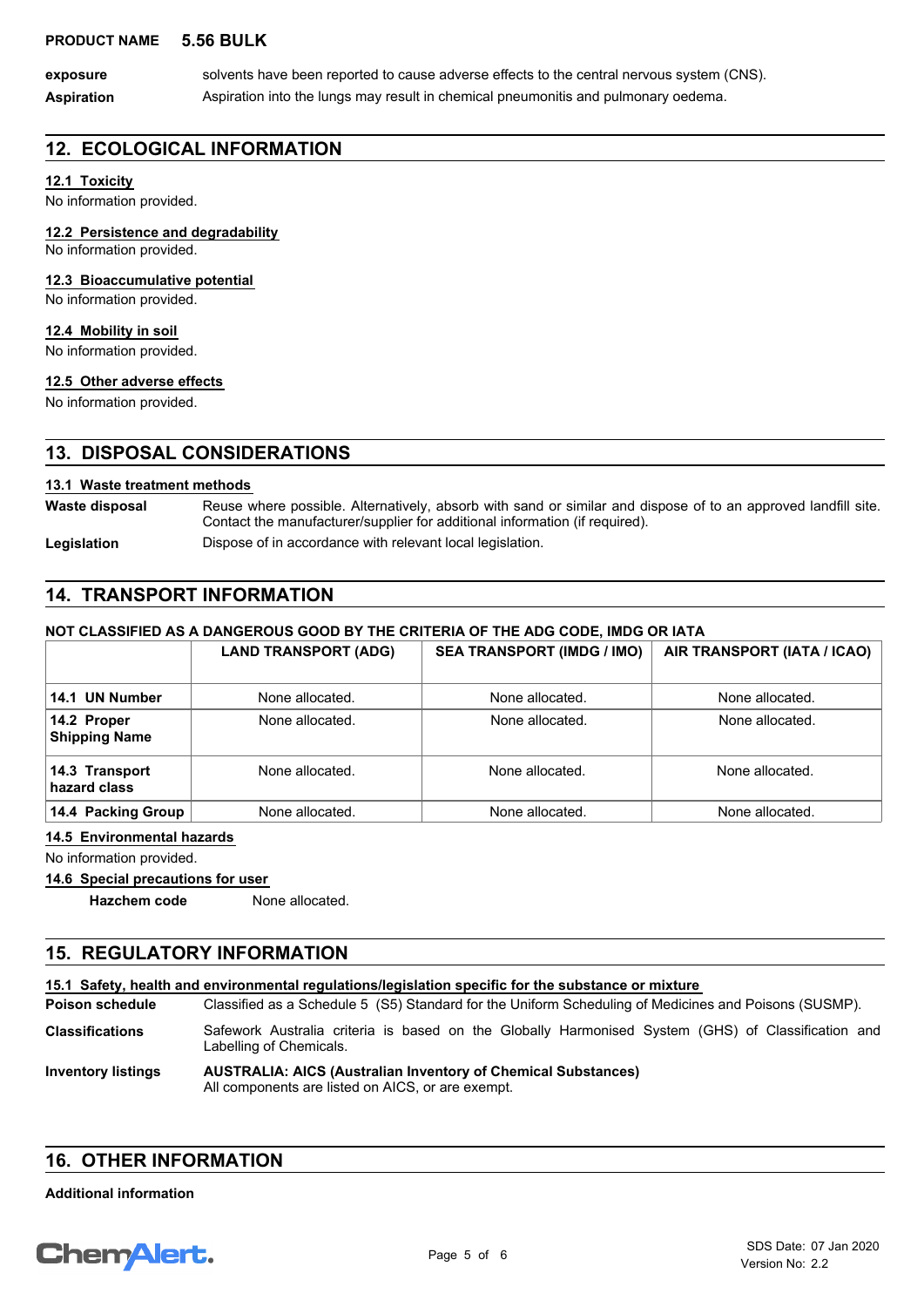| | |
|---|---|
| **exposure** | solvents have been reported to cause adverse effects to the central nervous system (CNS). |
| **Aspiration** | Aspiration into the lungs may result in chemical pneumonitis and pulmonary oedema. |

## 12. ECOLOGICAL INFORMATION

### 12.1 Toxicity

No information provided.

### 12.2 Persistence and degradability

No information provided.

### 12.3 Bioaccumulative potential

No information provided.

### 12.4 Mobility in soil

No information provided.

### 12.5 Other adverse effects

No information provided.

## 13. DISPOSAL CONSIDERATIONS

### 13.1 Waste treatment methods

| | |
|---|---|
| **Waste disposal** | Reuse where possible. Alternatively, absorb with sand or similar and dispose of to an approved landfill site. Contact the manufacturer/supplier for additional information (if required). |
| **Legislation** | Dispose of in accordance with relevant local legislation. |

## 14. TRANSPORT INFORMATION

**NOT CLASSIFIED AS A DANGEROUS GOOD BY THE CRITERIA OF THE ADG CODE, IMDG OR IATA**

| | LAND TRANSPORT (ADG) | SEA TRANSPORT (IMDG / IMO) | AIR TRANSPORT (IATA / ICAO) |
|---|---|---|---|
| **14.1 UN Number** | None allocated. | None allocated. | None allocated. |
| **14.2 Proper Shipping Name** | None allocated. | None allocated. | None allocated. |
| **14.3 Transport hazard class** | None allocated. | None allocated. | None allocated. |
| **14.4 Packing Group** | None allocated. | None allocated. | None allocated. |

### 14.5 Environmental hazards

No information provided.

### 14.6 Special precautions for user

**Hazchem code** None allocated.

## 15. REGULATORY INFORMATION

### 15.1 Safety, health and environmental regulations/legislation specific for the substance or mixture

| | |
|---|---|
| **Poison schedule** | Classified as a Schedule 5 (S5) Standard for the Uniform Scheduling of Medicines and Poisons (SUSMP). |
| **Classifications** | Safework Australia criteria is based on the Globally Harmonised System (GHS) of Classification and Labelling of Chemicals. |
| **Inventory listings** | **AUSTRALIA: AICS (Australian Inventory of Chemical Substances)**<br>All components are listed on AICS, or are exempt. |

## 16. OTHER INFORMATION

**Additional information**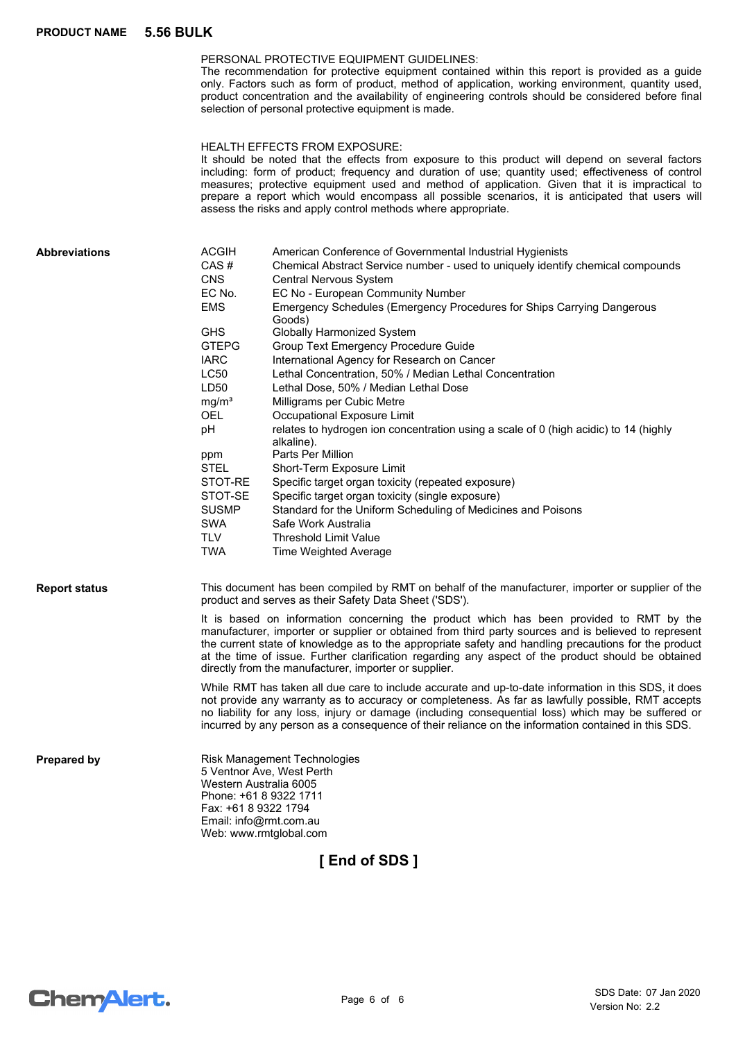PERSONAL PROTECTIVE EQUIPMENT GUIDELINES:
The recommendation for protective equipment contained within this report is provided as a guide only. Factors such as form of product, method of application, working environment, quantity used, product concentration and the availability of engineering controls should be considered before final selection of personal protective equipment is made.

HEALTH EFFECTS FROM EXPOSURE:
It should be noted that the effects from exposure to this product will depend on several factors including: form of product; frequency and duration of use; quantity used; effectiveness of control measures; protective equipment used and method of application. Given that it is impractical to prepare a report which would encompass all possible scenarios, it is anticipated that users will assess the risks and apply control methods where appropriate.

**Abbreviations**

| | |
|---|---|
| ACGIH | American Conference of Governmental Industrial Hygienists |
| CAS # | Chemical Abstract Service number - used to uniquely identify chemical compounds |
| CNS | Central Nervous System |
| EC No. | EC No - European Community Number |
| EMS | Emergency Schedules (Emergency Procedures for Ships Carrying Dangerous Goods) |
| GHS | Globally Harmonized System |
| GTEPG | Group Text Emergency Procedure Guide |
| IARC | International Agency for Research on Cancer |
| LC50 | Lethal Concentration, 50% / Median Lethal Concentration |
| LD50 | Lethal Dose, 50% / Median Lethal Dose |
| $mg/m^3$ | Milligrams per Cubic Metre |
| OEL | Occupational Exposure Limit |
| pH | relates to hydrogen ion concentration using a scale of 0 (high acidic) to 14 (highly alkaline). |
| ppm | Parts Per Million |
| STEL | Short-Term Exposure Limit |
| STOT-RE | Specific target organ toxicity (repeated exposure) |
| STOT-SE | Specific target organ toxicity (single exposure) |
| SUSMP | Standard for the Uniform Scheduling of Medicines and Poisons |
| SWA | Safe Work Australia |
| TLV | Threshold Limit Value |
| TWA | Time Weighted Average |

**Report status**

This document has been compiled by RMT on behalf of the manufacturer, importer or supplier of the product and serves as their Safety Data Sheet ('SDS').

It is based on information concerning the product which has been provided to RMT by the manufacturer, importer or supplier or obtained from third party sources and is believed to represent the current state of knowledge as to the appropriate safety and handling precautions for the product at the time of issue. Further clarification regarding any aspect of the product should be obtained directly from the manufacturer, importer or supplier.

While RMT has taken all due care to include accurate and up-to-date information in this SDS, it does not provide any warranty as to accuracy or completeness. As far as lawfully possible, RMT accepts no liability for any loss, injury or damage (including consequential loss) which may be suffered or incurred by any person as a consequence of their reliance on the information contained in this SDS.

**Prepared by**

Risk Management Technologies
5 Ventnor Ave, West Perth
Western Australia 6005
Phone: +61 8 9322 1711
Fax: +61 8 9322 1794
Email: info@rmt.com.au
Web: www.rmtglobal.com

**[ End of SDS ]**